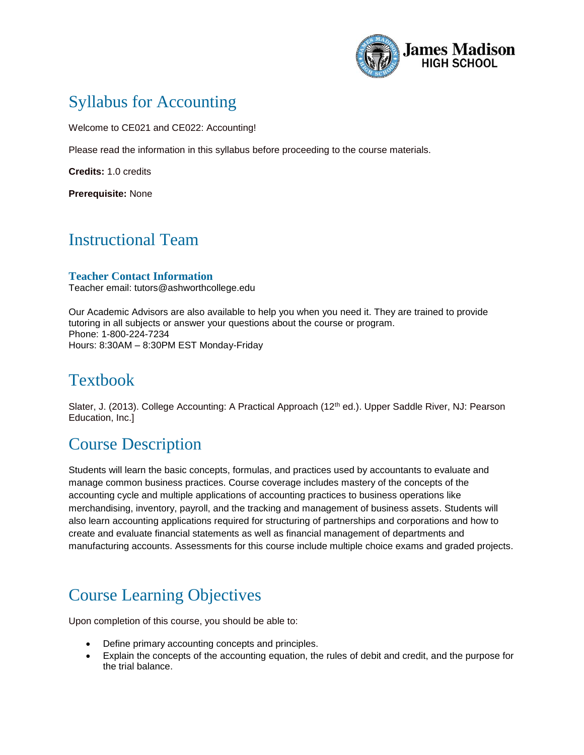# Syllabus for Accounting

Welcome to CE021 and CE022: Accounting!

Please read the information in this syllabus before proceeding to the course materials.

**Credits:** 1.0 credits

**Prerequisite:** None

## Instructional Team

### Teacher Contact Information

Teacher email: tutors@ashworthcollege.edu

Our Academic Advisors are also available to help you when you need it. They are trained to provide tutoring in all subjects or answer your questions about the course or program.
Phone: 1-800-224-7234
Hours: 8:30AM – 8:30PM EST Monday-Friday

## Textbook

Slater, J. (2013). College Accounting: A Practical Approach (12th ed.). Upper Saddle River, NJ: Pearson Education, Inc.]

## Course Description

Students will learn the basic concepts, formulas, and practices used by accountants to evaluate and manage common business practices. Course coverage includes mastery of the concepts of the accounting cycle and multiple applications of accounting practices to business operations like merchandising, inventory, payroll, and the tracking and management of business assets. Students will also learn accounting applications required for structuring of partnerships and corporations and how to create and evaluate financial statements as well as financial management of departments and manufacturing accounts. Assessments for this course include multiple choice exams and graded projects.

## Course Learning Objectives

Upon completion of this course, you should be able to:

- Define primary accounting concepts and principles.
- Explain the concepts of the accounting equation, the rules of debit and credit, and the purpose for the trial balance.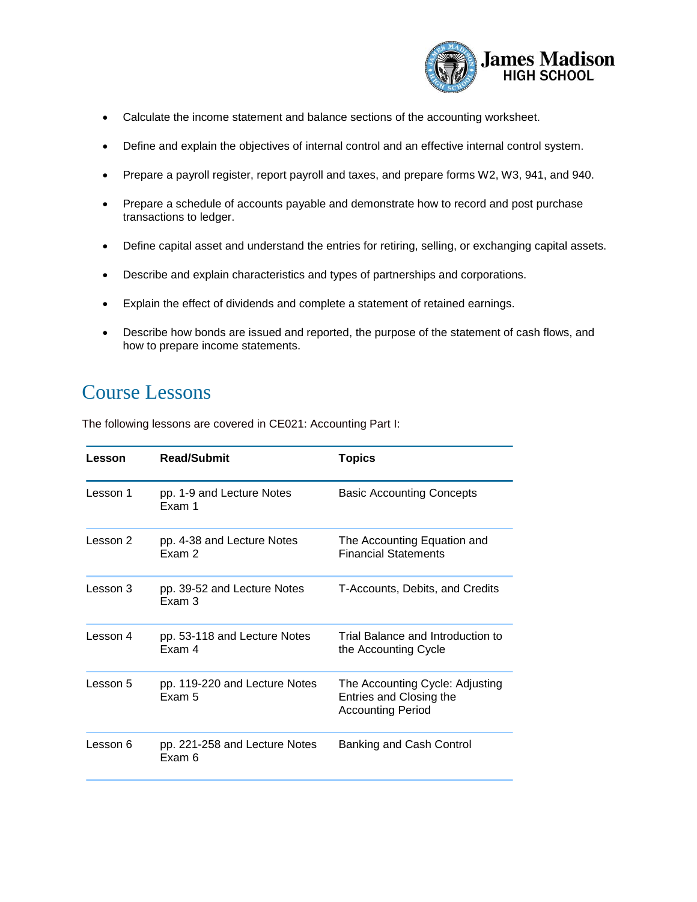- Calculate the income statement and balance sections of the accounting worksheet.
- Define and explain the objectives of internal control and an effective internal control system.
- Prepare a payroll register, report payroll and taxes, and prepare forms W2, W3, 941, and 940.
- Prepare a schedule of accounts payable and demonstrate how to record and post purchase transactions to ledger.
- Define capital asset and understand the entries for retiring, selling, or exchanging capital assets.
- Describe and explain characteristics and types of partnerships and corporations.
- Explain the effect of dividends and complete a statement of retained earnings.
- Describe how bonds are issued and reported, the purpose of the statement of cash flows, and how to prepare income statements.

## Course Lessons

The following lessons are covered in CE021: Accounting Part I:

| Lesson | Read/Submit | Topics |
|---|---|---|
| Lesson 1 | pp. 1-9 and Lecture Notes<br>Exam 1 | Basic Accounting Concepts |
| Lesson 2 | pp. 4-38 and Lecture Notes<br>Exam 2 | The Accounting Equation and Financial Statements |
| Lesson 3 | pp. 39-52 and Lecture Notes<br>Exam 3 | T-Accounts, Debits, and Credits |
| Lesson 4 | pp. 53-118 and Lecture Notes<br>Exam 4 | Trial Balance and Introduction to the Accounting Cycle |
| Lesson 5 | pp. 119-220 and Lecture Notes<br>Exam 5 | The Accounting Cycle: Adjusting Entries and Closing the Accounting Period |
| Lesson 6 | pp. 221-258 and Lecture Notes<br>Exam 6 | Banking and Cash Control |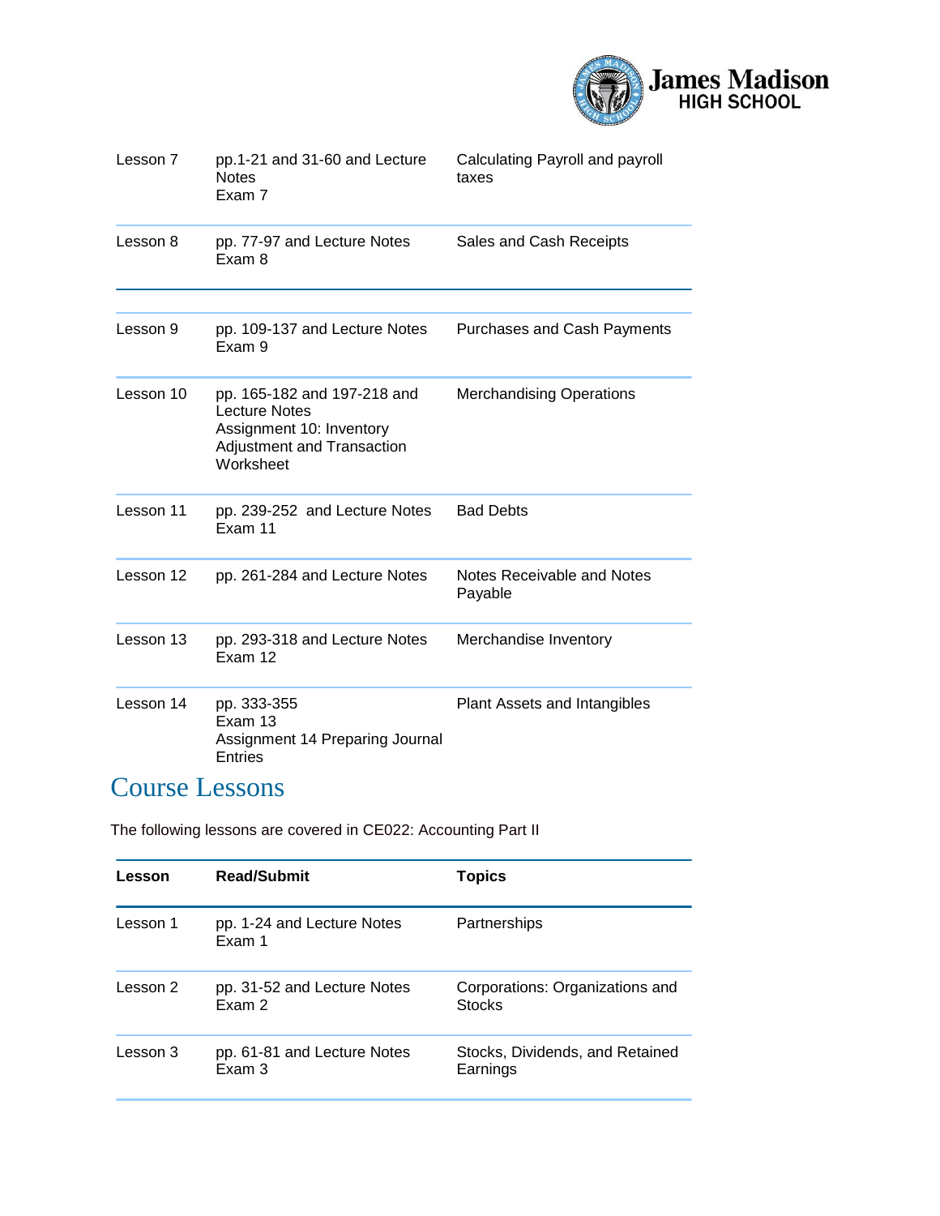| | | |
|---|---|---|
| Lesson 7 | pp.1-21 and 31-60 and Lecture Notes<br>Exam 7 | Calculating Payroll and payroll taxes |
| Lesson 8 | pp. 77-97 and Lecture Notes<br>Exam 8 | Sales and Cash Receipts |
| | | |
| Lesson 9 | pp. 109-137 and Lecture Notes<br>Exam 9 | Purchases and Cash Payments |
| Lesson 10 | pp. 165-182 and 197-218 and Lecture Notes<br>Assignment 10: Inventory Adjustment and Transaction Worksheet | Merchandising Operations |
| Lesson 11 | pp. 239-252 and Lecture Notes<br>Exam 11 | Bad Debts |
| Lesson 12 | pp. 261-284 and Lecture Notes | Notes Receivable and Notes Payable |
| Lesson 13 | pp. 293-318 and Lecture Notes<br>Exam 12 | Merchandise Inventory |
| Lesson 14 | pp. 333-355<br>Exam 13<br>Assignment 14 Preparing Journal Entries | Plant Assets and Intangibles |

## Course Lessons

The following lessons are covered in CE022: Accounting Part II

| Lesson | Read/Submit | Topics |
|---|---|---|
| Lesson 1 | pp. 1-24 and Lecture Notes<br>Exam 1 | Partnerships |
| Lesson 2 | pp. 31-52 and Lecture Notes<br>Exam 2 | Corporations: Organizations and Stocks |
| Lesson 3 | pp. 61-81 and Lecture Notes<br>Exam 3 | Stocks, Dividends, and Retained Earnings |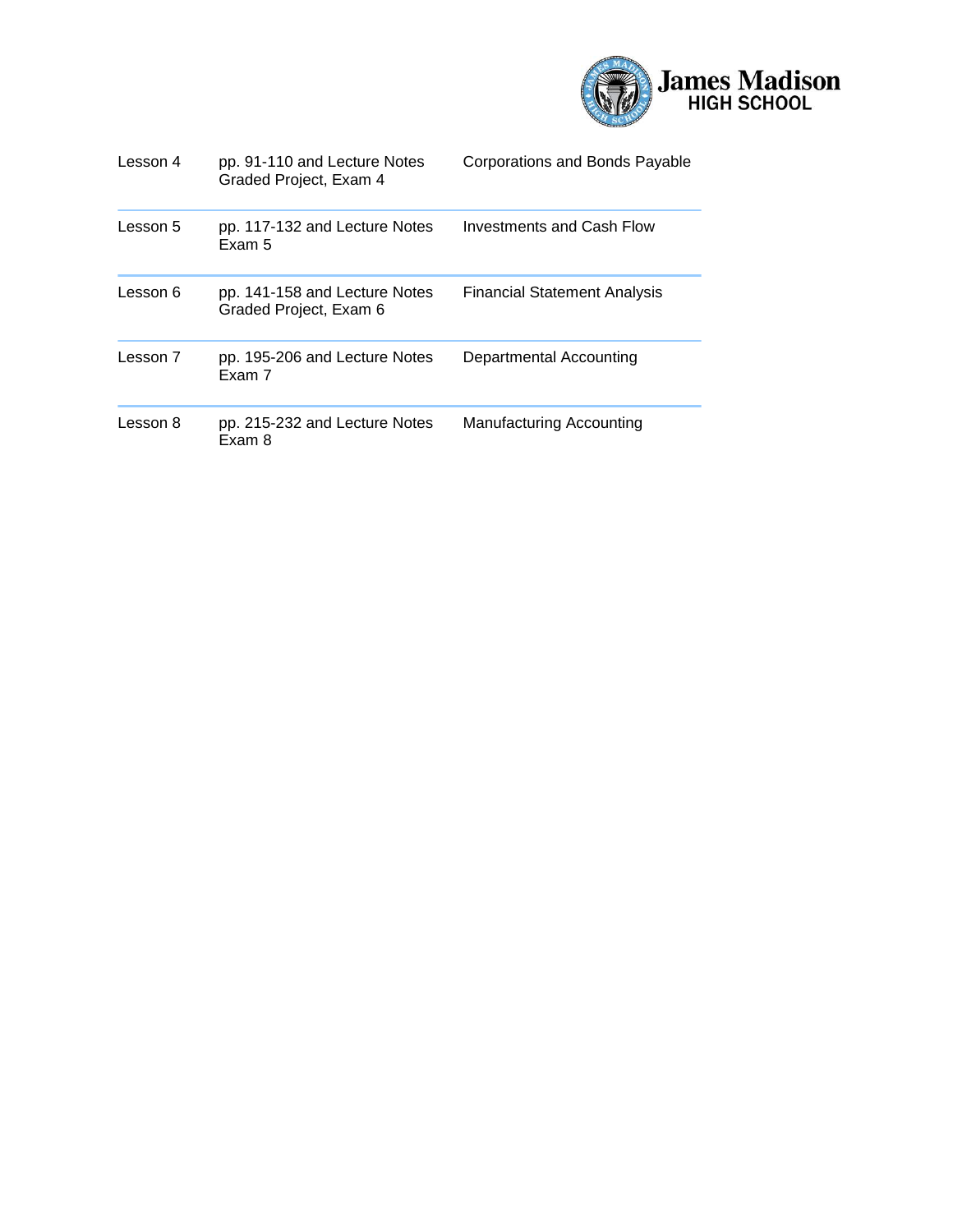| | | |
|---|---|---|
| Lesson 4 | pp. 91-110 and Lecture Notes<br>Graded Project, Exam 4 | Corporations and Bonds Payable |
| Lesson 5 | pp. 117-132 and Lecture Notes<br>Exam 5 | Investments and Cash Flow |
| Lesson 6 | pp. 141-158 and Lecture Notes<br>Graded Project, Exam 6 | Financial Statement Analysis |
| Lesson 7 | pp. 195-206 and Lecture Notes<br>Exam 7 | Departmental Accounting |
| Lesson 8 | pp. 215-232 and Lecture Notes<br>Exam 8 | Manufacturing Accounting |